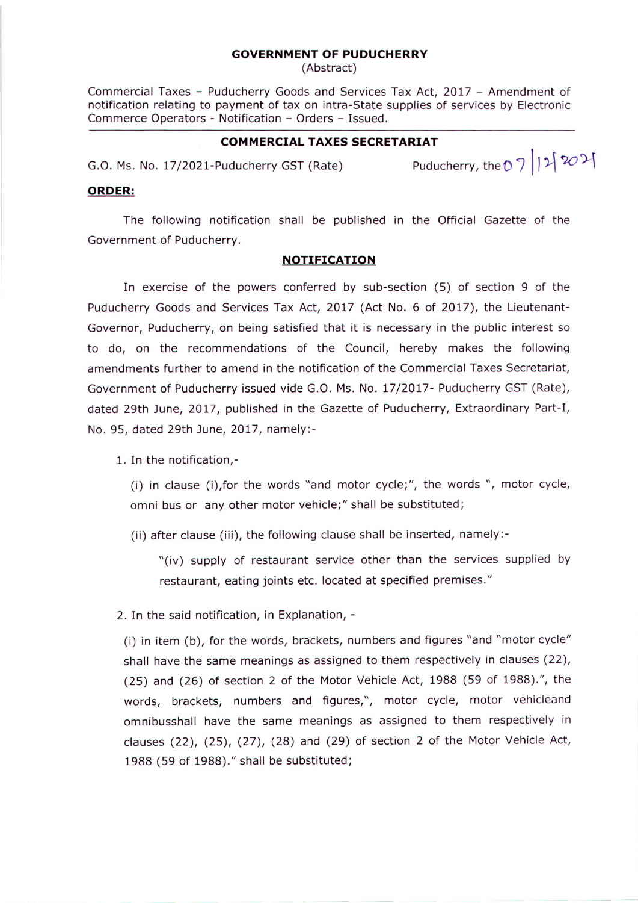**GOVERNMENT OF PUDUCHERRY**
(Abstract)

Commercial Taxes – Puducherry Goods and Services Tax Act, 2017 – Amendment of notification relating to payment of tax on intra-State supplies of services by Electronic Commerce Operators - Notification – Orders – Issued.

---

**COMMERCIAL TAXES SECRETARIAT**

G.O. Ms. No. 17/2021-Puducherry GST (Rate) Puducherry, the 07/12/2021

**ORDER:**

The following notification shall be published in the Official Gazette of the Government of Puducherry.

**NOTIFICATION**

In exercise of the powers conferred by sub-section (5) of section 9 of the Puducherry Goods and Services Tax Act, 2017 (Act No. 6 of 2017), the Lieutenant-Governor, Puducherry, on being satisfied that it is necessary in the public interest so to do, on the recommendations of the Council, hereby makes the following amendments further to amend in the notification of the Commercial Taxes Secretariat, Government of Puducherry issued vide G.O. Ms. No. 17/2017- Puducherry GST (Rate), dated 29th June, 2017, published in the Gazette of Puducherry, Extraordinary Part-I, No. 95, dated 29th June, 2017, namely:-

1. In the notification,-

   (i) in clause (i),for the words "and motor cycle;", the words ", motor cycle, omni bus or any other motor vehicle;" shall be substituted;

   (ii) after clause (iii), the following clause shall be inserted, namely:-

   "(iv) supply of restaurant service other than the services supplied by restaurant, eating joints etc. located at specified premises."

2. In the said notification, in Explanation, -

   (i) in item (b), for the words, brackets, numbers and figures "and "motor cycle" shall have the same meanings as assigned to them respectively in clauses (22), (25) and (26) of section 2 of the Motor Vehicle Act, 1988 (59 of 1988).", the words, brackets, numbers and figures,", motor cycle, motor vehicleand omnibusshall have the same meanings as assigned to them respectively in clauses (22), (25), (27), (28) and (29) of section 2 of the Motor Vehicle Act, 1988 (59 of 1988)." shall be substituted;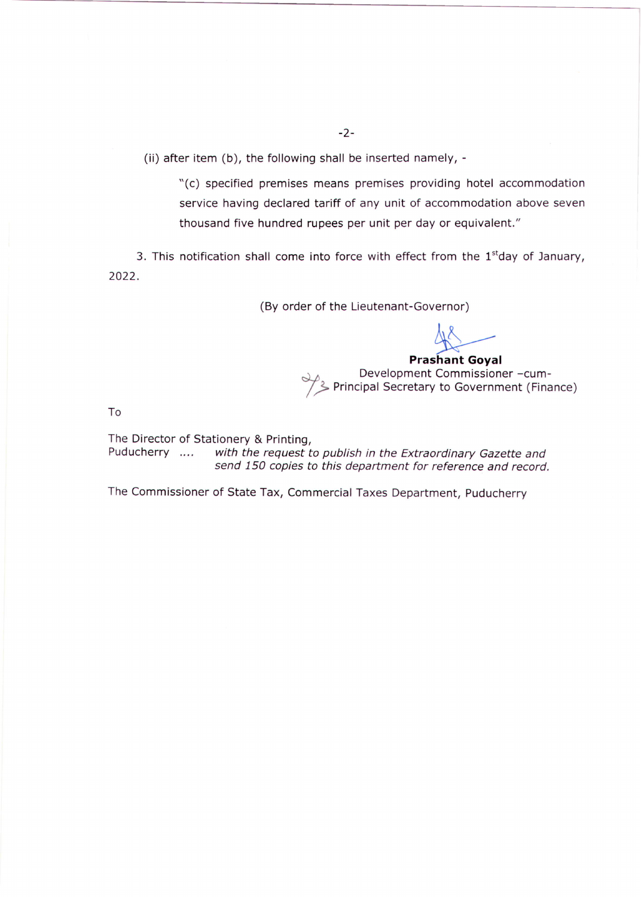(ii) after item (b), the following shall be inserted namely, -

> "(c) specified premises means premises providing hotel accommodation service having declared tariff of any unit of accommodation above seven thousand five hundred rupees per unit per day or equivalent."

3. This notification shall come into force with effect from the 1st day of January, 2022.

(By order of the Lieutenant-Governor)

**Prashant Goyal**
Development Commissioner -cum-
Principal Secretary to Government (Finance)

To

The Director of Stationery & Printing,
Puducherry .... *with the request to publish in the Extraordinary Gazette and send 150 copies to this department for reference and record.*

The Commissioner of State Tax, Commercial Taxes Department, Puducherry